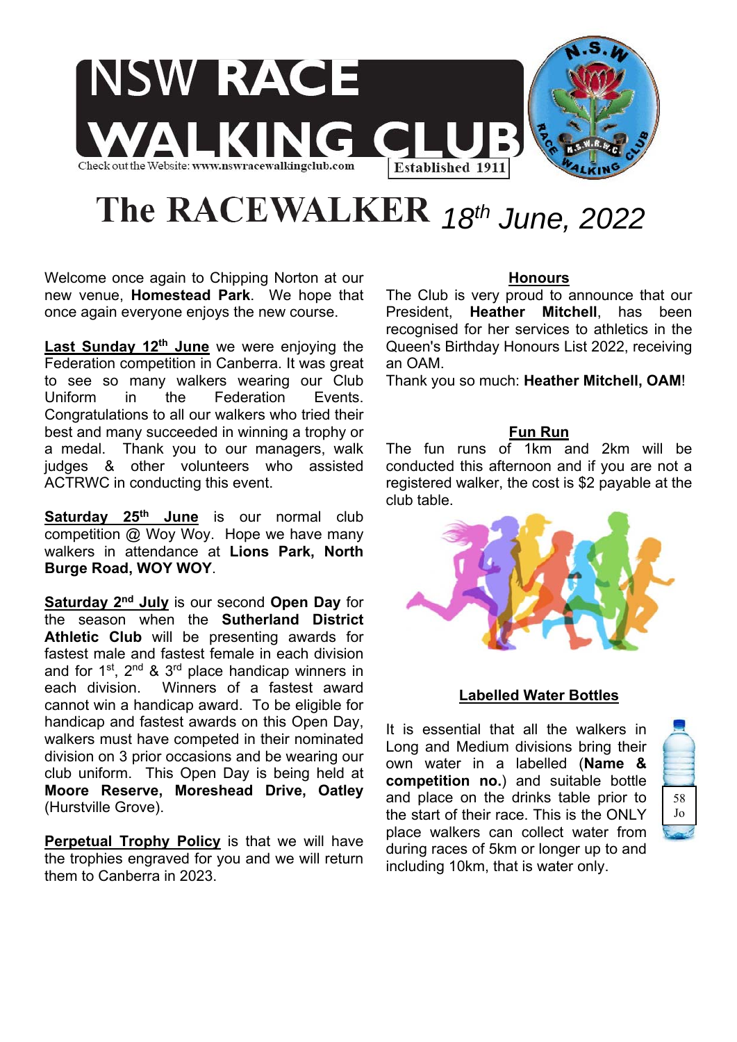# NSW RACE WALKING CLUB

Check out the Website: www.nswracewalkingclub.com

Established 1911

# The RACEWALKER *18th June, 2022*

Welcome once again to Chipping Norton at our new venue, **Homestead Park**. We hope that once again everyone enjoys the new course.

**Last Sunday 12th June** we were enjoying the Federation competition in Canberra. It was great to see so many walkers wearing our Club Uniform in the Federation Events. Congratulations to all our walkers who tried their best and many succeeded in winning a trophy or a medal. Thank you to our managers, walk judges & other volunteers who assisted ACTRWC in conducting this event.

**Saturday 25th June** is our normal club competition @ Woy Woy. Hope we have many walkers in attendance at **Lions Park, North Burge Road, WOY WOY**.

**Saturday 2nd July** is our second **Open Day** for the season when the **Sutherland District Athletic Club** will be presenting awards for fastest male and fastest female in each division and for 1st, 2nd & 3rd place handicap winners in each division. Winners of a fastest award cannot win a handicap award. To be eligible for handicap and fastest awards on this Open Day, walkers must have competed in their nominated division on 3 prior occasions and be wearing our club uniform. This Open Day is being held at **Moore Reserve, Moreshead Drive, Oatley** (Hurstville Grove).

**Perpetual Trophy Policy** is that we will have the trophies engraved for you and we will return them to Canberra in 2023.

## Honours

The Club is very proud to announce that our President, **Heather Mitchell**, has been recognised for her services to athletics in the Queen's Birthday Honours List 2022, receiving an OAM.

Thank you so much: **Heather Mitchell, OAM**!

## Fun Run

The fun runs of 1km and 2km will be conducted this afternoon and if you are not a registered walker, the cost is $2 payable at the club table.

## Labelled Water Bottles

It is essential that all the walkers in Long and Medium divisions bring their own water in a labelled (**Name & competition no.**) and suitable bottle and place on the drinks table prior to the start of their race. This is the ONLY place walkers can collect water from during races of 5km or longer up to and including 10km, that is water only.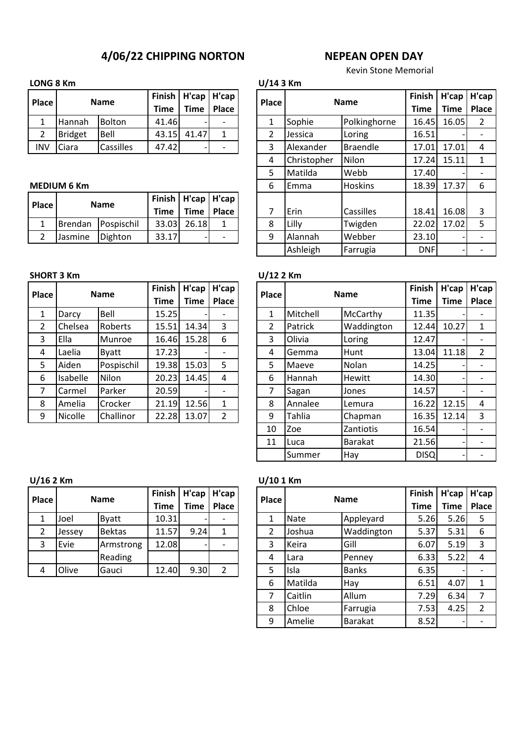# 4/06/22 CHIPPING NORTON

# NEPEAN OPEN DAY

Kevin Stone Memorial

### LONG 8 Km

| Place | Name | | Finish Time | H'cap Time | H'cap Place |
|---|---|---|---|---|---|
| 1 | Hannah | Bolton | 41.46 | - | - |
| 2 | Bridget | Bell | 43.15 | 41.47 | 1 |
| INV | Ciara | Cassilles | 47.42 | - | - |

### MEDIUM 6 Km

| Place | Name | | Finish Time | H'cap Time | H'cap Place |
|---|---|---|---|---|---|
| 1 | Brendan | Pospischil | 33.03 | 26.18 | 1 |
| 2 | Jasmine | Dighton | 33.17 | - | - |

### SHORT 3 Km

| Place | Name | | Finish Time | H'cap Time | H'cap Place |
|---|---|---|---|---|---|
| 1 | Darcy | Bell | 15.25 | - | - |
| 2 | Chelsea | Roberts | 15.51 | 14.34 | 3 |
| 3 | Ella | Munroe | 16.46 | 15.28 | 6 |
| 4 | Laelia | Byatt | 17.23 | - | - |
| 5 | Aiden | Pospischil | 19.38 | 15.03 | 5 |
| 6 | Isabelle | Nilon | 20.23 | 14.45 | 4 |
| 7 | Carmel | Parker | 20.59 | - | - |
| 8 | Amelia | Crocker | 21.19 | 12.56 | 1 |
| 9 | Nicolle | Challinor | 22.28 | 13.07 | 2 |

### U/16 2 Km

| Place | Name | | Finish Time | H'cap Time | H'cap Place |
|---|---|---|---|---|---|
| 1 | Joel | Byatt | 10.31 | - | - |
| 2 | Jessey | Bektas | 11.57 | 9.24 | 1 |
| 3 | Evie | Armstrong | 12.08 | - | - |
| | | Reading | | | |
| 4 | Olive | Gauci | 12.40 | 9.30 | 2 |

### U/14 3 Km

| Place | Name | | Finish Time | H'cap Time | H'cap Place |
|---|---|---|---|---|---|
| 1 | Sophie | Polkinghorne | 16.45 | 16.05 | 2 |
| 2 | Jessica | Loring | 16.51 | - | - |
| 3 | Alexander | Braendle | 17.01 | 17.01 | 4 |
| 4 | Christopher | Nilon | 17.24 | 15.11 | 1 |
| 5 | Matilda | Webb | 17.40 | - | - |
| 6 | Emma | Hoskins | 18.39 | 17.37 | 6 |
| 7 | Erin | Cassilles | 18.41 | 16.08 | 3 |
| 8 | Lilly | Twigden | 22.02 | 17.02 | 5 |
| 9 | Alannah | Webber | 23.10 | - | - |
| | Ashleigh | Farrugia | DNF | - | - |

### U/12 2 Km

| Place | Name | | Finish Time | H'cap Time | H'cap Place |
|---|---|---|---|---|---|
| 1 | Mitchell | McCarthy | 11.35 | - | - |
| 2 | Patrick | Waddington | 12.44 | 10.27 | 1 |
| 3 | Olivia | Loring | 12.47 | - | - |
| 4 | Gemma | Hunt | 13.04 | 11.18 | 2 |
| 5 | Maeve | Nolan | 14.25 | - | - |
| 6 | Hannah | Hewitt | 14.30 | - | - |
| 7 | Sagan | Jones | 14.57 | - | - |
| 8 | Annalee | Lemura | 16.22 | 12.15 | 4 |
| 9 | Tahlia | Chapman | 16.35 | 12.14 | 3 |
| 10 | Zoe | Zantiotis | 16.54 | - | - |
| 11 | Luca | Barakat | 21.56 | - | - |
| | Summer | Hay | DISQ | - | - |

### U/10 1 Km

| Place | Name | | Finish Time | H'cap Time | H'cap Place |
|---|---|---|---|---|---|
| 1 | Nate | Appleyard | 5.26 | 5.26 | 5 |
| 2 | Joshua | Waddington | 5.37 | 5.31 | 6 |
| 3 | Keira | Gill | 6.07 | 5.19 | 3 |
| 4 | Lara | Penney | 6.33 | 5.22 | 4 |
| 5 | Isla | Banks | 6.35 | - | - |
| 6 | Matilda | Hay | 6.51 | 4.07 | 1 |
| 7 | Caitlin | Allum | 7.29 | 6.34 | 7 |
| 8 | Chloe | Farrugia | 7.53 | 4.25 | 2 |
| 9 | Amelie | Barakat | 8.52 | - | - |